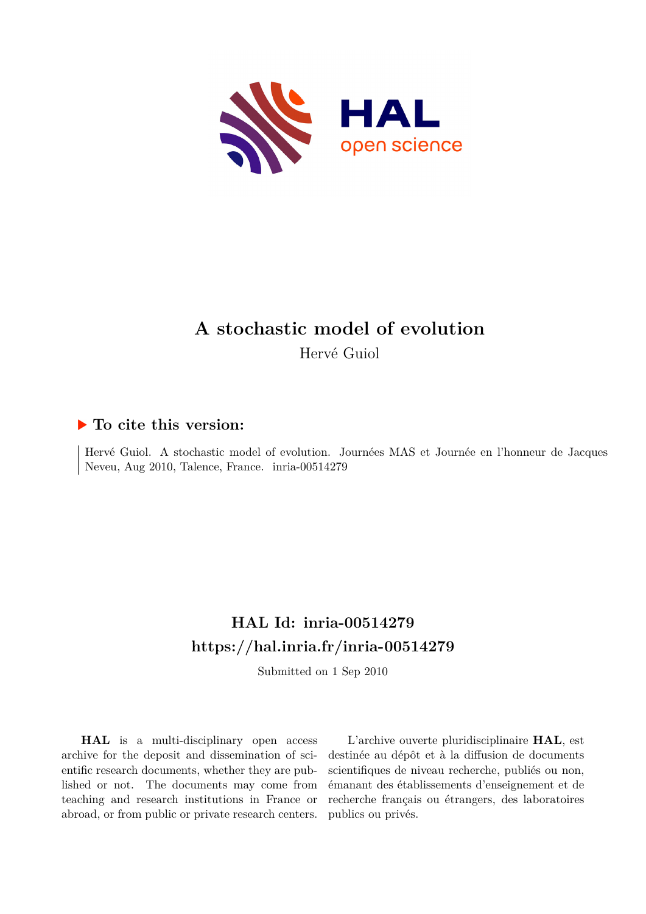# A stochastic model of evolution

Hervé Guiol

## ▶ To cite this version:

Hervé Guiol. A stochastic model of evolution. Journées MAS et Journée en l'honneur de Jacques Neveu, Aug 2010, Talence, France. inria-00514279

## HAL Id: inria-00514279

## https://hal.inria.fr/inria-00514279

Submitted on 1 Sep 2010

**HAL** is a multi-disciplinary open access archive for the deposit and dissemination of scientific research documents, whether they are published or not. The documents may come from teaching and research institutions in France or abroad, or from public or private research centers.

L'archive ouverte pluridisciplinaire **HAL**, est destinée au dépôt et à la diffusion de documents scientifiques de niveau recherche, publiés ou non, émanant des établissements d'enseignement et de recherche français ou étrangers, des laboratoires publics ou privés.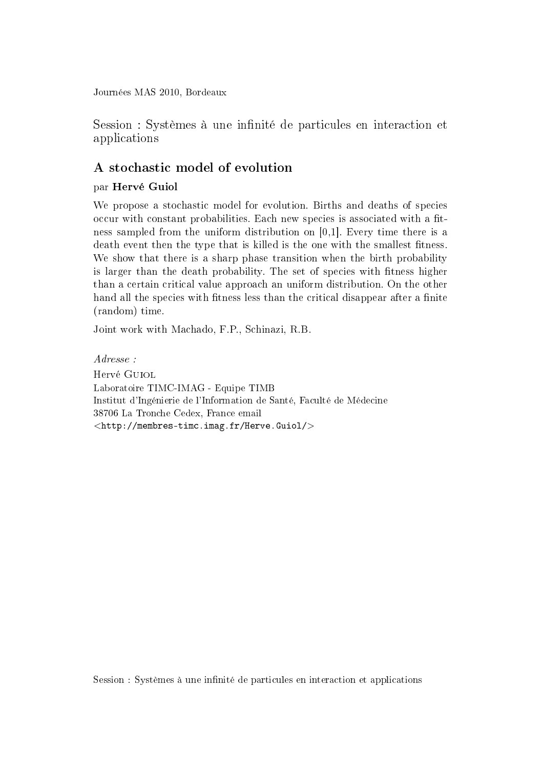Journées MAS 2010, Bordeaux

Session : Systèmes à une infinité de particules en interaction et applications

## A stochastic model of evolution

par **Hervé Guiol**

We propose a stochastic model for evolution. Births and deaths of species occur with constant probabilities. Each new species is associated with a fitness sampled from the uniform distribution on [0,1]. Every time there is a death event then the type that is killed is the one with the smallest fitness. We show that there is a sharp phase transition when the birth probability is larger than the death probability. The set of species with fitness higher than a certain critical value approach an uniform distribution. On the other hand all the species with fitness less than the critical disappear after a finite (random) time.

Joint work with Machado, F.P., Schinazi, R.B.

*Adresse :*
Hervé Guiol
Laboratoire TIMC-IMAG - Equipe TIMB
Institut d'Ingénierie de l'Information de Santé, Faculté de Médecine
38706 La Tronche Cedex, France email
<http://membres-timc.imag.fr/Herve.Guiol/>